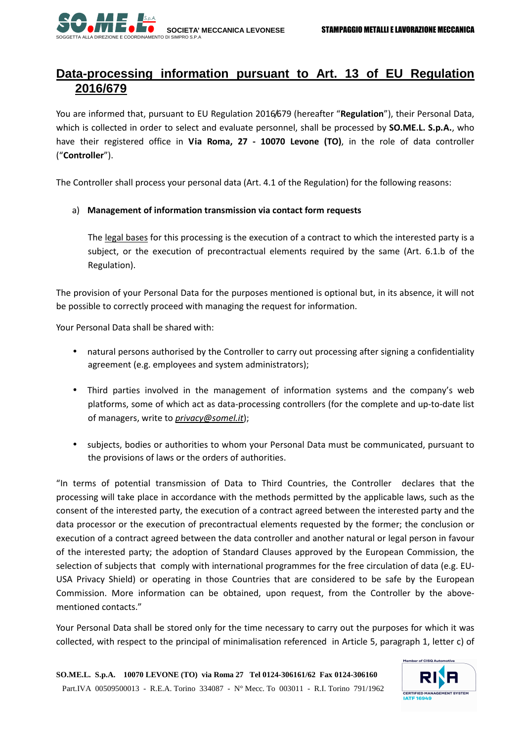# Data-processing information pursuant to Art. 13 of EU Regulation 2016/679

You are informed that, pursuant to EU Regulation 2016/679 (hereafter "**Regulation**"), their Personal Data, which is collected in order to select and evaluate personnel, shall be processed by **SO.ME.L. S.p.A.**, who have their registered office in **Via Roma, 27 - 10070 Levone (TO)**, in the role of data controller ("**Controller**").

The Controller shall process your personal data (Art. 4.1 of the Regulation) for the following reasons:

a) **Management of information transmission via contact form requests**

The legal bases for this processing is the execution of a contract to which the interested party is a subject, or the execution of precontractual elements required by the same (Art. 6.1.b of the Regulation).

The provision of your Personal Data for the purposes mentioned is optional but, in its absence, it will not be possible to correctly proceed with managing the request for information.

Your Personal Data shall be shared with:

- natural persons authorised by the Controller to carry out processing after signing a confidentiality agreement (e.g. employees and system administrators);
- Third parties involved in the management of information systems and the company's web platforms, some of which act as data-processing controllers (for the complete and up-to-date list of managers, write to *privacy@somel.it*);
- subjects, bodies or authorities to whom your Personal Data must be communicated, pursuant to the provisions of laws or the orders of authorities.

"In terms of potential transmission of Data to Third Countries, the Controller declares that the processing will take place in accordance with the methods permitted by the applicable laws, such as the consent of the interested party, the execution of a contract agreed between the interested party and the data processor or the execution of precontractual elements requested by the former; the conclusion or execution of a contract agreed between the data controller and another natural or legal person in favour of the interested party; the adoption of Standard Clauses approved by the European Commission, the selection of subjects that comply with international programmes for the free circulation of data (e.g. EU-USA Privacy Shield) or operating in those Countries that are considered to be safe by the European Commission. More information can be obtained, upon request, from the Controller by the above-mentioned contacts."

Your Personal Data shall be stored only for the time necessary to carry out the purposes for which it was collected, with respect to the principal of minimalisation referenced in Article 5, paragraph 1, letter c) of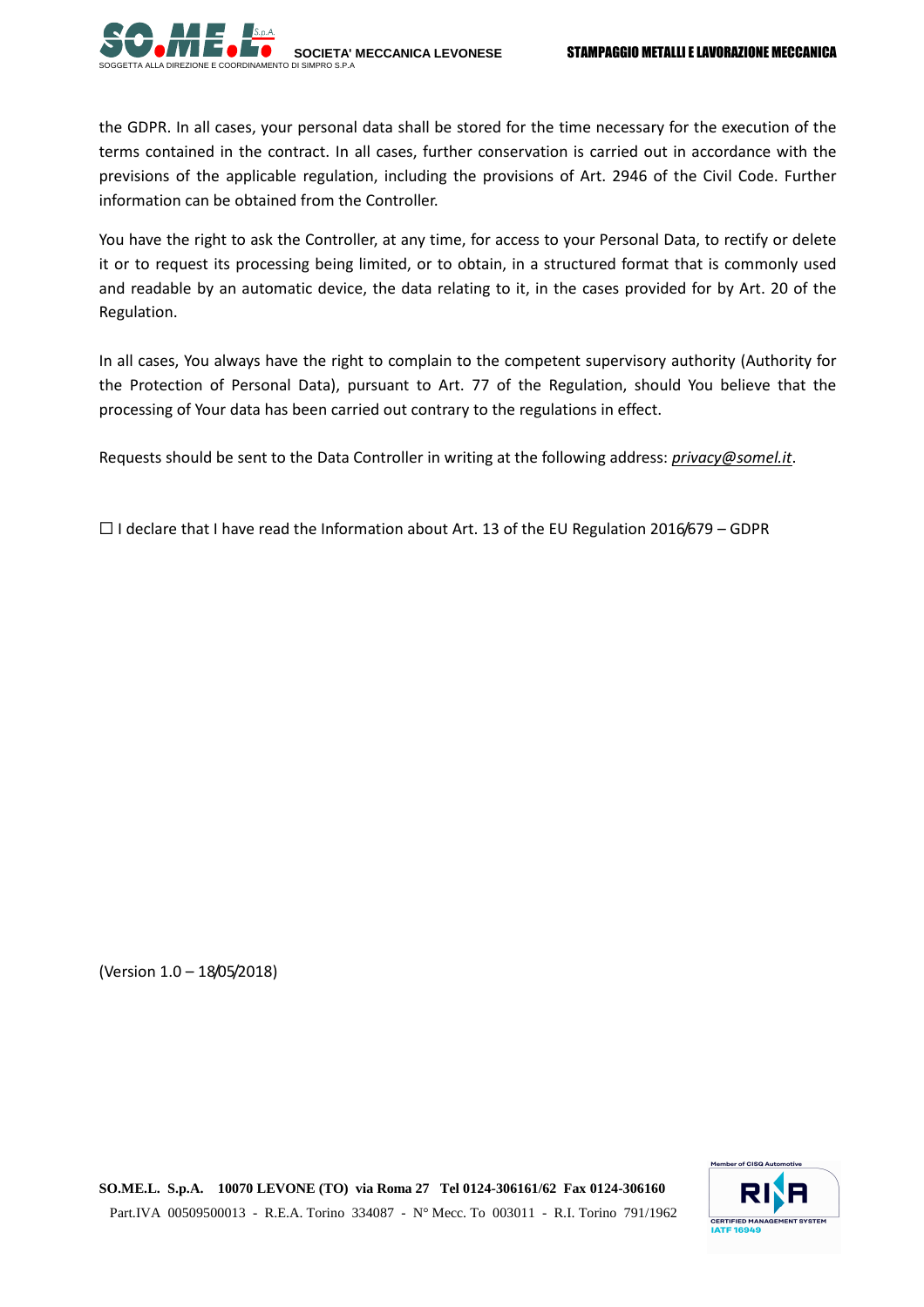the GDPR. In all cases, your personal data shall be stored for the time necessary for the execution of the terms contained in the contract. In all cases, further conservation is carried out in accordance with the previsions of the applicable regulation, including the provisions of Art. 2946 of the Civil Code. Further information can be obtained from the Controller.

You have the right to ask the Controller, at any time, for access to your Personal Data, to rectify or delete it or to request its processing being limited, or to obtain, in a structured format that is commonly used and readable by an automatic device, the data relating to it, in the cases provided for by Art. 20 of the Regulation.

In all cases, You always have the right to complain to the competent supervisory authority (Authority for the Protection of Personal Data), pursuant to Art. 77 of the Regulation, should You believe that the processing of Your data has been carried out contrary to the regulations in effect.

Requests should be sent to the Data Controller in writing at the following address: *privacy@somel.it*.

☐ I declare that I have read the Information about Art. 13 of the EU Regulation 2016/679 – GDPR

(Version 1.0 – 18/05/2018)